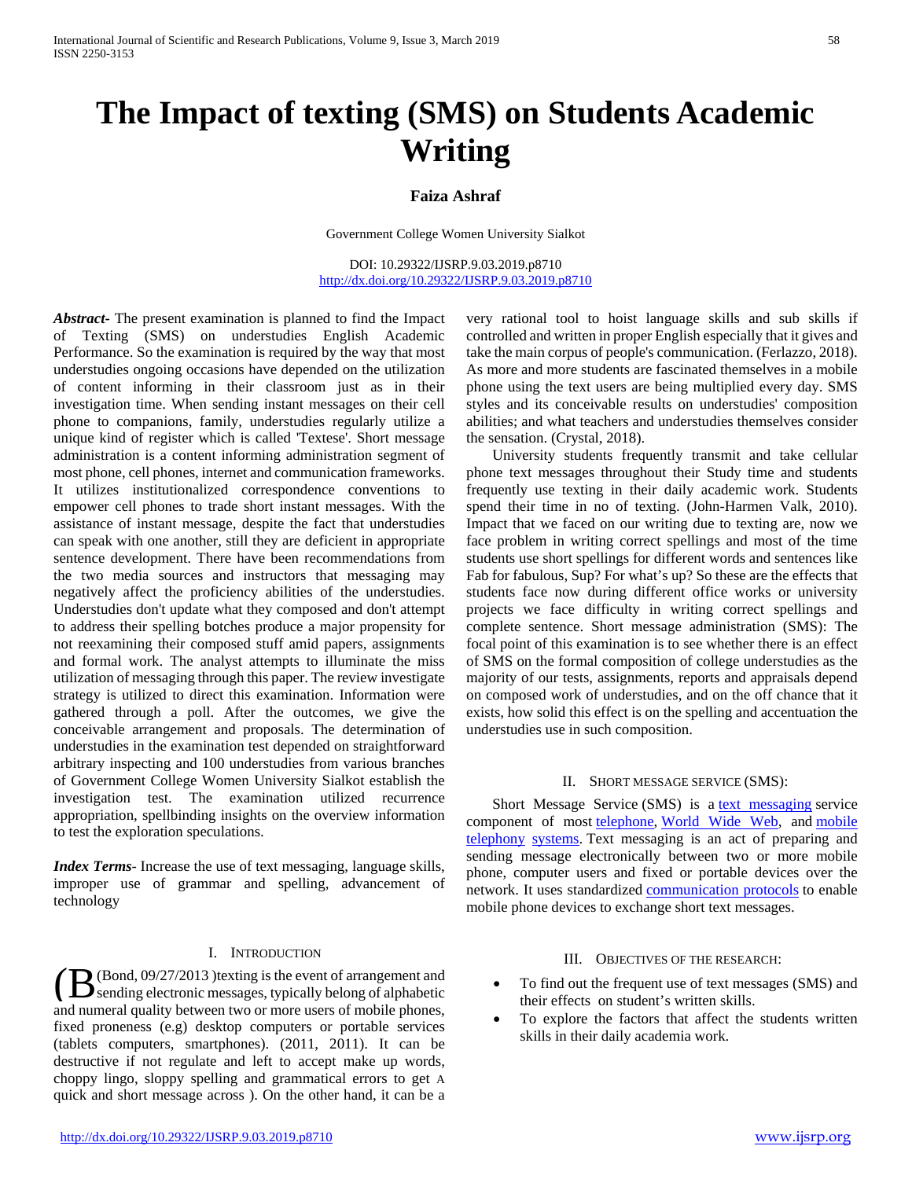# The Impact of texting (SMS) on Students Academic Writing

**Faiza Ashraf**

Government College Women University Sialkot

DOI: 10.29322/IJSRP.9.03.2019.p8710
http://dx.doi.org/10.29322/IJSRP.9.03.2019.p8710

***Abstract***- The present examination is planned to find the Impact of Texting (SMS) on understudies English Academic Performance. So the examination is required by the way that most understudies ongoing occasions have depended on the utilization of content informing in their classroom just as in their investigation time. When sending instant messages on their cell phone to companions, family, understudies regularly utilize a unique kind of register which is called 'Textese'. Short message administration is a content informing administration segment of most phone, cell phones, internet and communication frameworks. It utilizes institutionalized correspondence conventions to empower cell phones to trade short instant messages. With the assistance of instant message, despite the fact that understudies can speak with one another, still they are deficient in appropriate sentence development. There have been recommendations from the two media sources and instructors that messaging may negatively affect the proficiency abilities of the understudies. Understudies don't update what they composed and don't attempt to address their spelling botches produce a major propensity for not reexamining their composed stuff amid papers, assignments and formal work. The analyst attempts to illuminate the miss utilization of messaging through this paper. The review investigate strategy is utilized to direct this examination. Information were gathered through a poll. After the outcomes, we give the conceivable arrangement and proposals. The determination of understudies in the examination test depended on straightforward arbitrary inspecting and 100 understudies from various branches of Government College Women University Sialkot establish the investigation test. The examination utilized recurrence appropriation, spellbinding insights on the overview information to test the exploration speculations.

***Index Terms***- Increase the use of text messaging, language skills, improper use of grammar and spelling, advancement of technology

## I. Introduction

B (Bond, 09/27/2013 )texting is the event of arrangement and sending electronic messages, typically belong of alphabetic and numeral quality between two or more users of mobile phones, fixed proneness (e.g) desktop computers or portable services (tablets computers, smartphones). (2011, 2011). It can be destructive if not regulate and left to accept make up words, choppy lingo, sloppy spelling and grammatical errors to get A quick and short message across ). On the other hand, it can be a very rational tool to hoist language skills and sub skills if controlled and written in proper English especially that it gives and take the main corpus of people's communication. (Ferlazzo, 2018). As more and more students are fascinated themselves in a mobile phone using the text users are being multiplied every day. SMS styles and its conceivable results on understudies' composition abilities; and what teachers and understudies themselves consider the sensation. (Crystal, 2018).

University students frequently transmit and take cellular phone text messages throughout their Study time and students frequently use texting in their daily academic work. Students spend their time in no of texting. (John-Harmen Valk, 2010). Impact that we faced on our writing due to texting are, now we face problem in writing correct spellings and most of the time students use short spellings for different words and sentences like Fab for fabulous, Sup? For what's up? So these are the effects that students face now during different office works or university projects we face difficulty in writing correct spellings and complete sentence. Short message administration (SMS): The focal point of this examination is to see whether there is an effect of SMS on the formal composition of college understudies as the majority of our tests, assignments, reports and appraisals depend on composed work of understudies, and on the off chance that it exists, how solid this effect is on the spelling and accentuation the understudies use in such composition.

## II. Short Message Service (SMS):

Short Message Service (SMS) is a text messaging service component of most telephone, World Wide Web, and mobile telephony systems. Text messaging is an act of preparing and sending message electronically between two or more mobile phone, computer users and fixed or portable devices over the network. It uses standardized communication protocols to enable mobile phone devices to exchange short text messages.

## III. Objectives of the Research:

- To find out the frequent use of text messages (SMS) and their effects on student's written skills.
- To explore the factors that affect the students written skills in their daily academia work.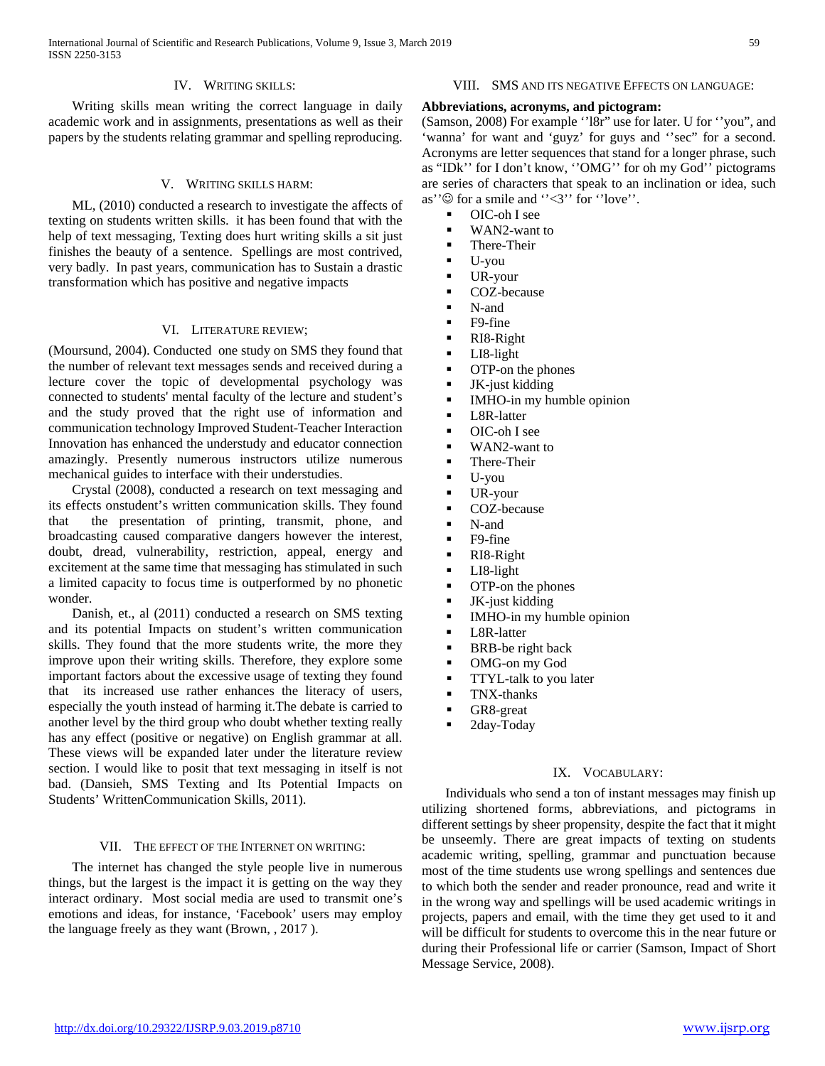## IV. Writing skills:

Writing skills mean writing the correct language in daily academic work and in assignments, presentations as well as their papers by the students relating grammar and spelling reproducing.

## V. Writing skills harm:

ML, (2010) conducted a research to investigate the affects of texting on students written skills. it has been found that with the help of text messaging, Texting does hurt writing skills a sit just finishes the beauty of a sentence. Spellings are most contrived, very badly. In past years, communication has to Sustain a drastic transformation which has positive and negative impacts

## VI. Literature review;

(Moursund, 2004). Conducted one study on SMS they found that the number of relevant text messages sends and received during a lecture cover the topic of developmental psychology was connected to students' mental faculty of the lecture and student's and the study proved that the right use of information and communication technology Improved Student-Teacher Interaction Innovation has enhanced the understudy and educator connection amazingly. Presently numerous instructors utilize numerous mechanical guides to interface with their understudies.

Crystal (2008), conducted a research on text messaging and its effects onstudent's written communication skills. They found that the presentation of printing, transmit, phone, and broadcasting caused comparative dangers however the interest, doubt, dread, vulnerability, restriction, appeal, energy and excitement at the same time that messaging has stimulated in such a limited capacity to focus time is outperformed by no phonetic wonder.

Danish, et., al (2011) conducted a research on SMS texting and its potential Impacts on student's written communication skills. They found that the more students write, the more they improve upon their writing skills. Therefore, they explore some important factors about the excessive usage of texting they found that its increased use rather enhances the literacy of users, especially the youth instead of harming it.The debate is carried to another level by the third group who doubt whether texting really has any effect (positive or negative) on English grammar at all. These views will be expanded later under the literature review section. I would like to posit that text messaging in itself is not bad. (Dansieh, SMS Texting and Its Potential Impacts on Students' WrittenCommunication Skills, 2011).

## VII. The effect of the Internet on writing:

The internet has changed the style people live in numerous things, but the largest is the impact it is getting on the way they interact ordinary. Most social media are used to transmit one's emotions and ideas, for instance, 'Facebook' users may employ the language freely as they want (Brown, , 2017 ).

## VIII. SMS and its negative Effects on language:

**Abbreviations, acronyms, and pictogram:**

(Samson, 2008) For example ''l8r" use for later. U for ''you", and 'wanna' for want and 'guyz' for guys and ''sec" for a second. Acronyms are letter sequences that stand for a longer phrase, such as "IDk'' for I don't know, ''OMG'' for oh my God'' pictograms are series of characters that speak to an inclination or idea, such as''☺ for a smile and ''<3'' for ''love''.

- OIC-oh I see
- WAN2-want to
- There-Their
- U-you
- UR-your
- COZ-because
- N-and
- F9-fine
- RI8-Right
- LI8-light
- OTP-on the phones
- JK-just kidding
- IMHO-in my humble opinion
- L8R-latter
- OIC-oh I see
- WAN2-want to
- There-Their
- U-you
- UR-your
- COZ-because
- N-and
- F9-fine
- RI8-Right
- LI8-light
- OTP-on the phones
- JK-just kidding
- IMHO-in my humble opinion
- L8R-latter
- BRB-be right back
- OMG-on my God
- TTYL-talk to you later
- TNX-thanks
- GR8-great
- 2day-Today

## IX. Vocabulary:

Individuals who send a ton of instant messages may finish up utilizing shortened forms, abbreviations, and pictograms in different settings by sheer propensity, despite the fact that it might be unseemly. There are great impacts of texting on students academic writing, spelling, grammar and punctuation because most of the time students use wrong spellings and sentences due to which both the sender and reader pronounce, read and write it in the wrong way and spellings will be used academic writings in projects, papers and email, with the time they get used to it and will be difficult for students to overcome this in the near future or during their Professional life or carrier (Samson, Impact of Short Message Service, 2008).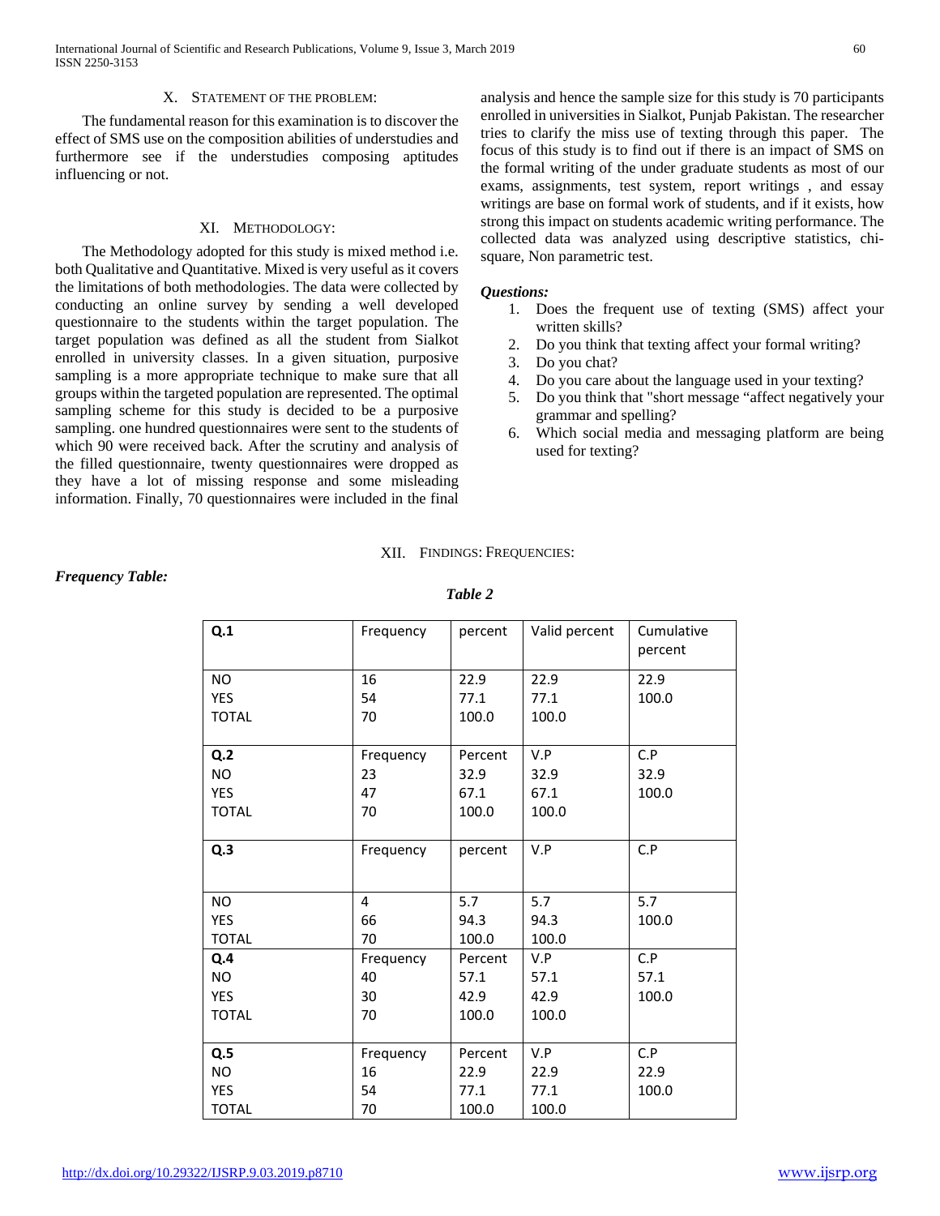## X. Statement of the Problem:

The fundamental reason for this examination is to discover the effect of SMS use on the composition abilities of understudies and furthermore see if the understudies composing aptitudes influencing or not.

## XI. Methodology:

The Methodology adopted for this study is mixed method i.e. both Qualitative and Quantitative. Mixed is very useful as it covers the limitations of both methodologies. The data were collected by conducting an online survey by sending a well developed questionnaire to the students within the target population. The target population was defined as all the student from Sialkot enrolled in university classes. In a given situation, purposive sampling is a more appropriate technique to make sure that all groups within the targeted population are represented. The optimal sampling scheme for this study is decided to be a purposive sampling. one hundred questionnaires were sent to the students of which 90 were received back. After the scrutiny and analysis of the filled questionnaire, twenty questionnaires were dropped as they have a lot of missing response and some misleading information. Finally, 70 questionnaires were included in the final analysis and hence the sample size for this study is 70 participants enrolled in universities in Sialkot, Punjab Pakistan. The researcher tries to clarify the miss use of texting through this paper. The focus of this study is to find out if there is an impact of SMS on the formal writing of the under graduate students as most of our exams, assignments, test system, report writings , and essay writings are base on formal work of students, and if it exists, how strong this impact on students academic writing performance. The collected data was analyzed using descriptive statistics, chi-square, Non parametric test.

***Questions:***

1. Does the frequent use of texting (SMS) affect your written skills?
2. Do you think that texting affect your formal writing?
3. Do you chat?
4. Do you care about the language used in your texting?
5. Do you think that "short message "affect negatively your grammar and spelling?
6. Which social media and messaging platform are being used for texting?

## XII. Findings: Frequencies:

***Frequency Table:***

***Table 2***

| **Q.1** | Frequency | percent | Valid percent | Cumulative percent |
|---|---|---|---|---|
| NO | 16 | 22.9 | 22.9 | 22.9 |
| YES | 54 | 77.1 | 77.1 | 100.0 |
| TOTAL | 70 | 100.0 | 100.0 | |
| **Q.2** | Frequency | Percent | V.P | C.P |
| NO | 23 | 32.9 | 32.9 | 32.9 |
| YES | 47 | 67.1 | 67.1 | 100.0 |
| TOTAL | 70 | 100.0 | 100.0 | |
| **Q.3** | Frequency | percent | V.P | C.P |
| NO | 4 | 5.7 | 5.7 | 5.7 |
| YES | 66 | 94.3 | 94.3 | 100.0 |
| TOTAL | 70 | 100.0 | 100.0 | |
| **Q.4** | Frequency | Percent | V.P | C.P |
| NO | 40 | 57.1 | 57.1 | 57.1 |
| YES | 30 | 42.9 | 42.9 | 100.0 |
| TOTAL | 70 | 100.0 | 100.0 | |
| **Q.5** | Frequency | Percent | V.P | C.P |
| NO | 16 | 22.9 | 22.9 | 22.9 |
| YES | 54 | 77.1 | 77.1 | 100.0 |
| TOTAL | 70 | 100.0 | 100.0 | |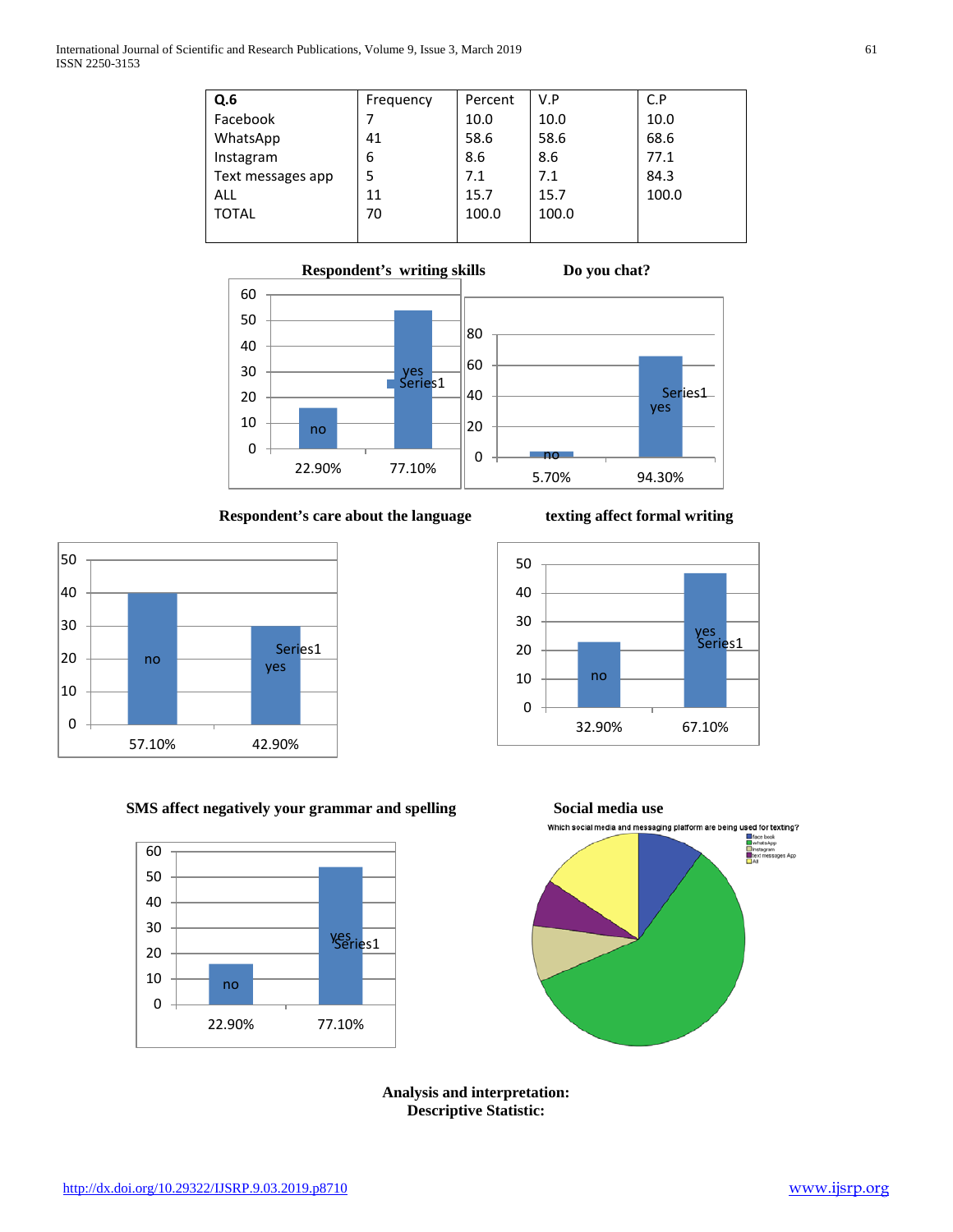| Q.6 | Frequency | Percent | V.P | C.P |
|---|---|---|---|---|
| Facebook | 7 | 10.0 | 10.0 | 10.0 |
| WhatsApp | 41 | 58.6 | 58.6 | 68.6 |
| Instagram | 6 | 8.6 | 8.6 | 77.1 |
| Text messages app | 5 | 7.1 | 7.1 | 84.3 |
| ALL | 11 | 15.7 | 15.7 | 100.0 |
| TOTAL | 70 | 100.0 | 100.0 | |

**Respondent's writing skills**

60
50
40
30
20
10
0
no
yes
Series1
22.90%
77.10%

**Do you chat?**

80
60
40
20
0
no
Series1
yes
5.70%
94.30%

**Respondent's care about the language**

50
40
30
20
10
0
no
Series1
yes
57.10%
42.90%

**texting affect formal writing**

50
40
30
20
10
0
no
yes
Series1
32.90%
67.10%

**SMS affect negatively your grammar and spelling**

60
50
40
30
20
10
0
no
yes
Series1
22.90%
77.10%

**Social media use**

Which social media and messaging platform are being used for texting?
face book
whatsApp
Instagram
text messages App
All

**Analysis and interpretation:**
**Descriptive Statistic:**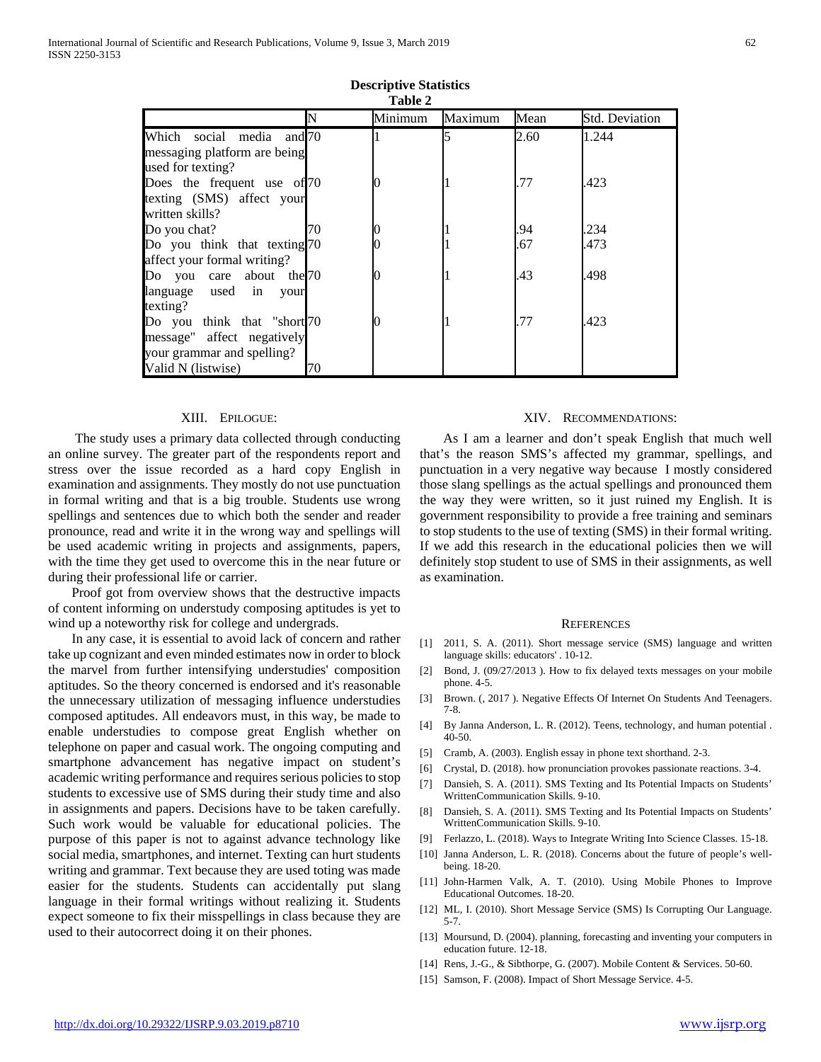**Descriptive Statistics**
**Table 2**

| | N | Minimum | Maximum | Mean | Std. Deviation |
|---|---|---|---|---|---|
| Which social media and messaging platform are being used for texting? | 70 | 1 | 5 | 2.60 | 1.244 |
| Does the frequent use of texting (SMS) affect your written skills? | 70 | 0 | 1 | .77 | .423 |
| Do you chat? | 70 | 0 | 1 | .94 | .234 |
| Do you think that texting affect your formal writing? | 70 | 0 | 1 | .67 | .473 |
| Do you care about the language used in your texting? | 70 | 0 | 1 | .43 | .498 |
| Do you think that "short message" affect negatively your grammar and spelling? | 70 | 0 | 1 | .77 | .423 |
| Valid N (listwise) | 70 | | | | |

## XIII. Epilogue:

The study uses a primary data collected through conducting an online survey. The greater part of the respondents report and stress over the issue recorded as a hard copy English in examination and assignments. They mostly do not use punctuation in formal writing and that is a big trouble. Students use wrong spellings and sentences due to which both the sender and reader pronounce, read and write it in the wrong way and spellings will be used academic writing in projects and assignments, papers, with the time they get used to overcome this in the near future or during their professional life or carrier.

Proof got from overview shows that the destructive impacts of content informing on understudy composing aptitudes is yet to wind up a noteworthy risk for college and undergrads.

In any case, it is essential to avoid lack of concern and rather take up cognizant and even minded estimates now in order to block the marvel from further intensifying understudies' composition aptitudes. So the theory concerned is endorsed and it's reasonable the unnecessary utilization of messaging influence understudies composed aptitudes. All endeavors must, in this way, be made to enable understudies to compose great English whether on telephone on paper and casual work. The ongoing computing and smartphone advancement has negative impact on student's academic writing performance and requires serious policies to stop students to excessive use of SMS during their study time and also in assignments and papers. Decisions have to be taken carefully. Such work would be valuable for educational policies. The purpose of this paper is not to against advance technology like social media, smartphones, and internet. Texting can hurt students writing and grammar. Text because they are used toting was made easier for the students. Students can accidentally put slang language in their formal writings without realizing it. Students expect someone to fix their misspellings in class because they are used to their autocorrect doing it on their phones.

## XIV. Recommendations:

As I am a learner and don't speak English that much well that's the reason SMS's affected my grammar, spellings, and punctuation in a very negative way because I mostly considered those slang spellings as the actual spellings and pronounced them the way they were written, so it just ruined my English. It is government responsibility to provide a free training and seminars to stop students to the use of texting (SMS) in their formal writing. If we add this research in the educational policies then we will definitely stop student to use of SMS in their assignments, as well as examination.

## References

[1] 2011, S. A. (2011). Short message service (SMS) language and written language skills: educators' . 10-12.

[2] Bond, J. (09/27/2013 ). How to fix delayed texts messages on your mobile phone. 4-5.

[3] Brown. (, 2017 ). Negative Effects Of Internet On Students And Teenagers. 7-8.

[4] By Janna Anderson, L. R. (2012). Teens, technology, and human potential . 40-50.

[5] Cramb, A. (2003). English essay in phone text shorthand. 2-3.

[6] Crystal, D. (2018). how pronunciation provokes passionate reactions. 3-4.

[7] Dansieh, S. A. (2011). SMS Texting and Its Potential Impacts on Students' WrittenCommunication Skills. 9-10.

[8] Dansieh, S. A. (2011). SMS Texting and Its Potential Impacts on Students' WrittenCommunication Skills. 9-10.

[9] Ferlazzo, L. (2018). Ways to Integrate Writing Into Science Classes. 15-18.

[10] Janna Anderson, L. R. (2018). Concerns about the future of people's well-being. 18-20.

[11] John-Harmen Valk, A. T. (2010). Using Mobile Phones to Improve Educational Outcomes. 18-20.

[12] ML, I. (2010). Short Message Service (SMS) Is Corrupting Our Language. 5-7.

[13] Moursund, D. (2004). planning, forecasting and inventing your computers in education future. 12-18.

[14] Rens, J.-G., & Sibthorpe, G. (2007). Mobile Content & Services. 50-60.

[15] Samson, F. (2008). Impact of Short Message Service. 4-5.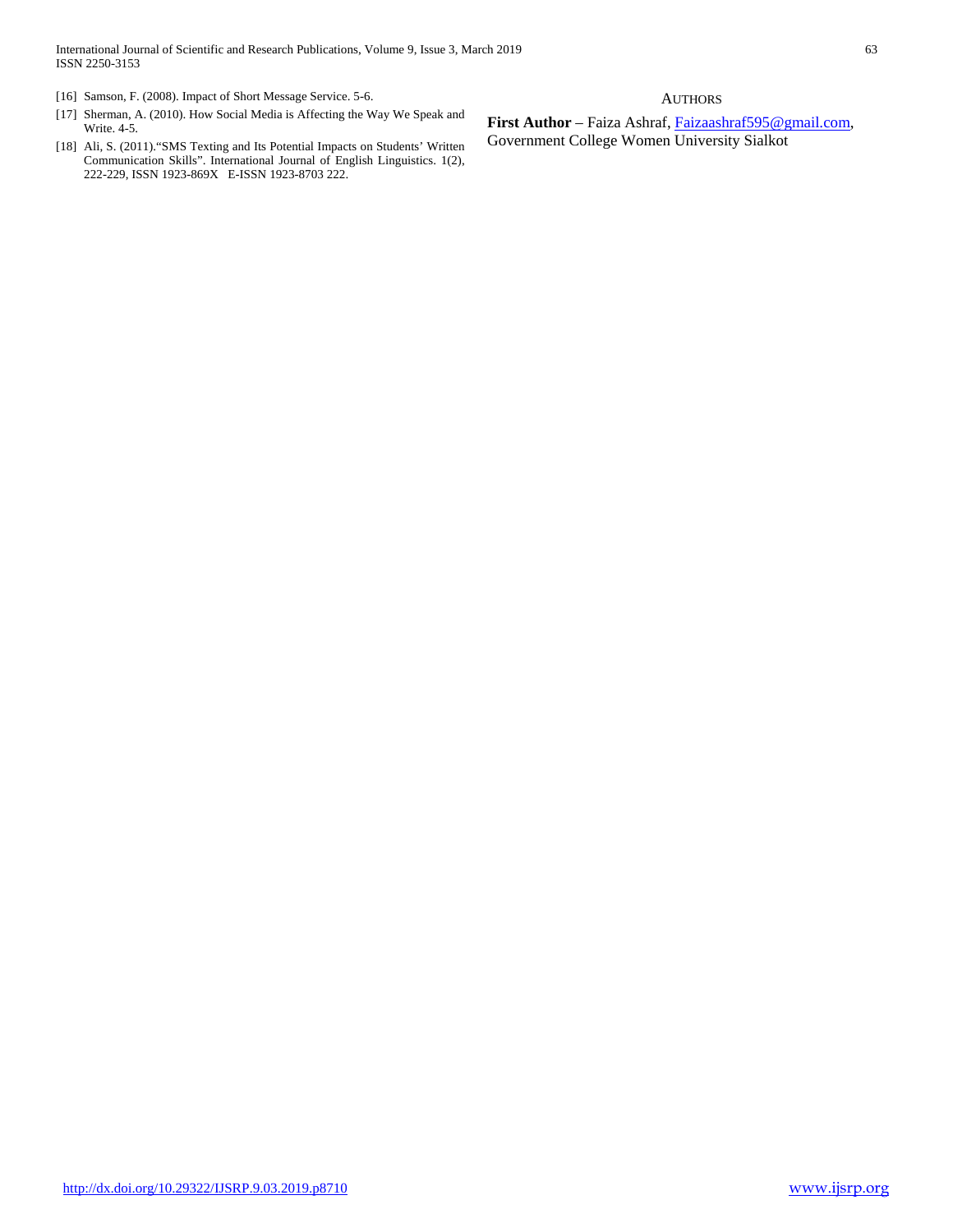[16] Samson, F. (2008). Impact of Short Message Service. 5-6.

[17] Sherman, A. (2010). How Social Media is Affecting the Way We Speak and Write. 4-5.

[18] Ali, S. (2011)."SMS Texting and Its Potential Impacts on Students' Written Communication Skills". International Journal of English Linguistics. 1(2), 222-229, ISSN 1923-869X E-ISSN 1923-8703 222.

## Authors

**First Author** – Faiza Ashraf, Faizaashraf595@gmail.com, Government College Women University Sialkot